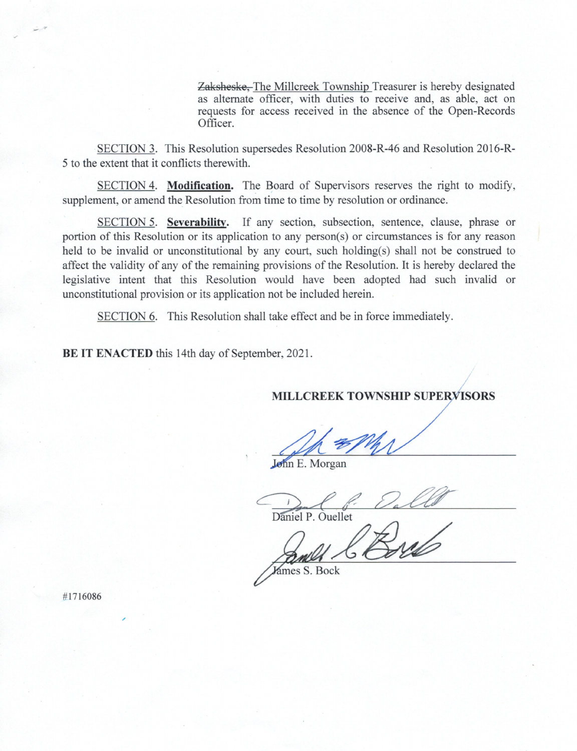~~Zaksheske,~~ The Millcreek Township Treasurer is hereby designated as alternate officer, with duties to receive and, as able, act on requests for access received in the absence of the Open-Records Officer.

SECTION 3. This Resolution supersedes Resolution 2008-R-46 and Resolution 2016-R-5 to the extent that it conflicts therewith.

SECTION 4. **Modification.** The Board of Supervisors reserves the right to modify, supplement, or amend the Resolution from time to time by resolution or ordinance.

SECTION 5. **Severability.** If any section, subsection, sentence, clause, phrase or portion of this Resolution or its application to any person(s) or circumstances is for any reason held to be invalid or unconstitutional by any court, such holding(s) shall not be construed to affect the validity of any of the remaining provisions of the Resolution. It is hereby declared the legislative intent that this Resolution would have been adopted had such invalid or unconstitutional provision or its application not be included herein.

SECTION 6. This Resolution shall take effect and be in force immediately.

**BE IT ENACTED** this 14th day of September, 2021.

**MILLCREEK TOWNSHIP SUPERVISORS**

John E. Morgan

Daniel P. Ouellet

James S. Bock

#1716086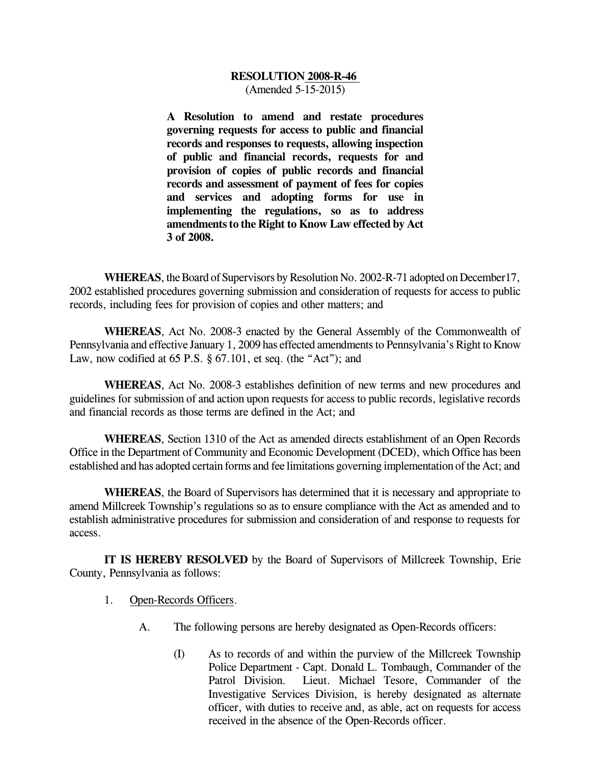**RESOLUTION 2008-R-46**
(Amended 5-15-2015)

**A Resolution to amend and restate procedures governing requests for access to public and financial records and responses to requests, allowing inspection of public and financial records, requests for and provision of copies of public records and financial records and assessment of payment of fees for copies and services and adopting forms for use in implementing the regulations, so as to address amendments to the Right to Know Law effected by Act 3 of 2008.**

**WHEREAS**, the Board of Supervisors by Resolution No. 2002-R-71 adopted on December17, 2002 established procedures governing submission and consideration of requests for access to public records, including fees for provision of copies and other matters; and

**WHEREAS**, Act No. 2008-3 enacted by the General Assembly of the Commonwealth of Pennsylvania and effective January 1, 2009 has effected amendments to Pennsylvania's Right to Know Law, now codified at 65 P.S. § 67.101, et seq. (the "Act"); and

**WHEREAS**, Act No. 2008-3 establishes definition of new terms and new procedures and guidelines for submission of and action upon requests for access to public records, legislative records and financial records as those terms are defined in the Act; and

**WHEREAS**, Section 1310 of the Act as amended directs establishment of an Open Records Office in the Department of Community and Economic Development (DCED), which Office has been established and has adopted certain forms and fee limitations governing implementation of the Act; and

**WHEREAS**, the Board of Supervisors has determined that it is necessary and appropriate to amend Millcreek Township's regulations so as to ensure compliance with the Act as amended and to establish administrative procedures for submission and consideration of and response to requests for access.

**IT IS HEREBY RESOLVED** by the Board of Supervisors of Millcreek Township, Erie County, Pennsylvania as follows:

1. Open-Records Officers.

   A. The following persons are hereby designated as Open-Records officers:

      (I) As to records of and within the purview of the Millcreek Township Police Department - Capt. Donald L. Tombaugh, Commander of the Patrol Division. Lieut. Michael Tesore, Commander of the Investigative Services Division, is hereby designated as alternate officer, with duties to receive and, as able, act on requests for access received in the absence of the Open-Records officer.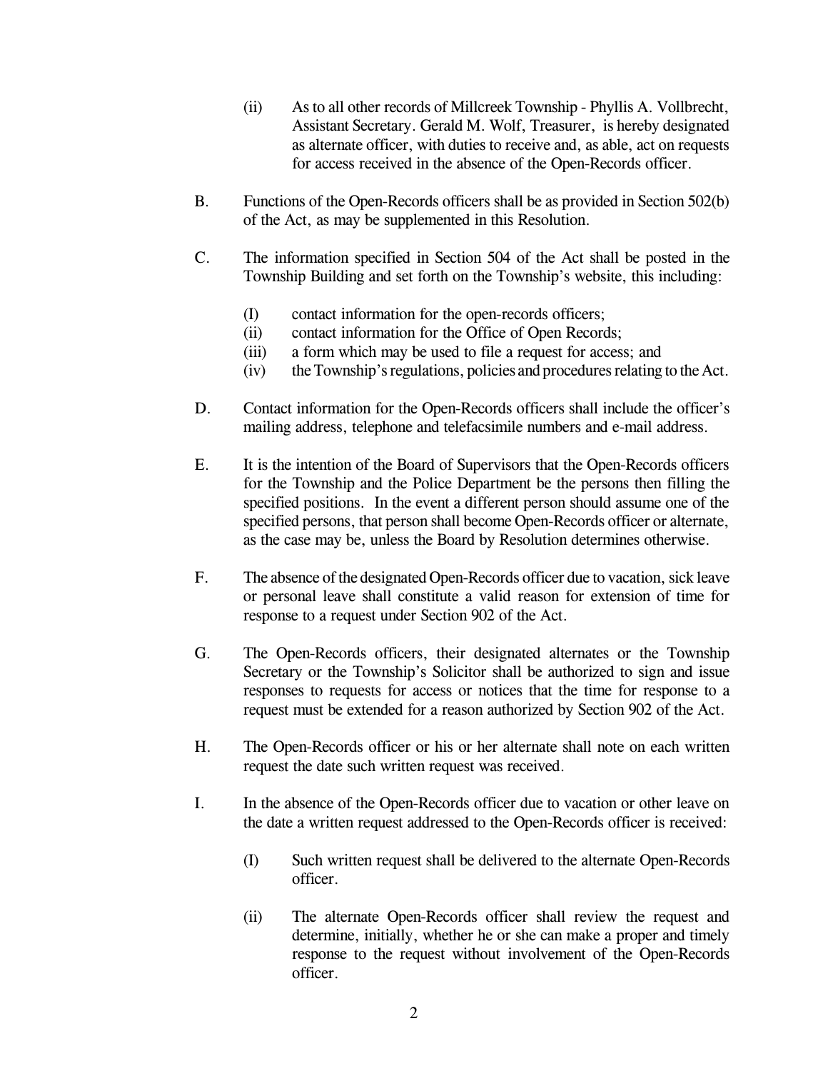(ii) As to all other records of Millcreek Township - Phyllis A. Vollbrecht, Assistant Secretary. Gerald M. Wolf, Treasurer, is hereby designated as alternate officer, with duties to receive and, as able, act on requests for access received in the absence of the Open-Records officer.

B. Functions of the Open-Records officers shall be as provided in Section 502(b) of the Act, as may be supplemented in this Resolution.

C. The information specified in Section 504 of the Act shall be posted in the Township Building and set forth on the Township's website, this including:

(I) contact information for the open-records officers;
(ii) contact information for the Office of Open Records;
(iii) a form which may be used to file a request for access; and
(iv) the Township's regulations, policies and procedures relating to the Act.

D. Contact information for the Open-Records officers shall include the officer's mailing address, telephone and telefacsimile numbers and e-mail address.

E. It is the intention of the Board of Supervisors that the Open-Records officers for the Township and the Police Department be the persons then filling the specified positions. In the event a different person should assume one of the specified persons, that person shall become Open-Records officer or alternate, as the case may be, unless the Board by Resolution determines otherwise.

F. The absence of the designated Open-Records officer due to vacation, sick leave or personal leave shall constitute a valid reason for extension of time for response to a request under Section 902 of the Act.

G. The Open-Records officers, their designated alternates or the Township Secretary or the Township's Solicitor shall be authorized to sign and issue responses to requests for access or notices that the time for response to a request must be extended for a reason authorized by Section 902 of the Act.

H. The Open-Records officer or his or her alternate shall note on each written request the date such written request was received.

I. In the absence of the Open-Records officer due to vacation or other leave on the date a written request addressed to the Open-Records officer is received:

(I) Such written request shall be delivered to the alternate Open-Records officer.

(ii) The alternate Open-Records officer shall review the request and determine, initially, whether he or she can make a proper and timely response to the request without involvement of the Open-Records officer.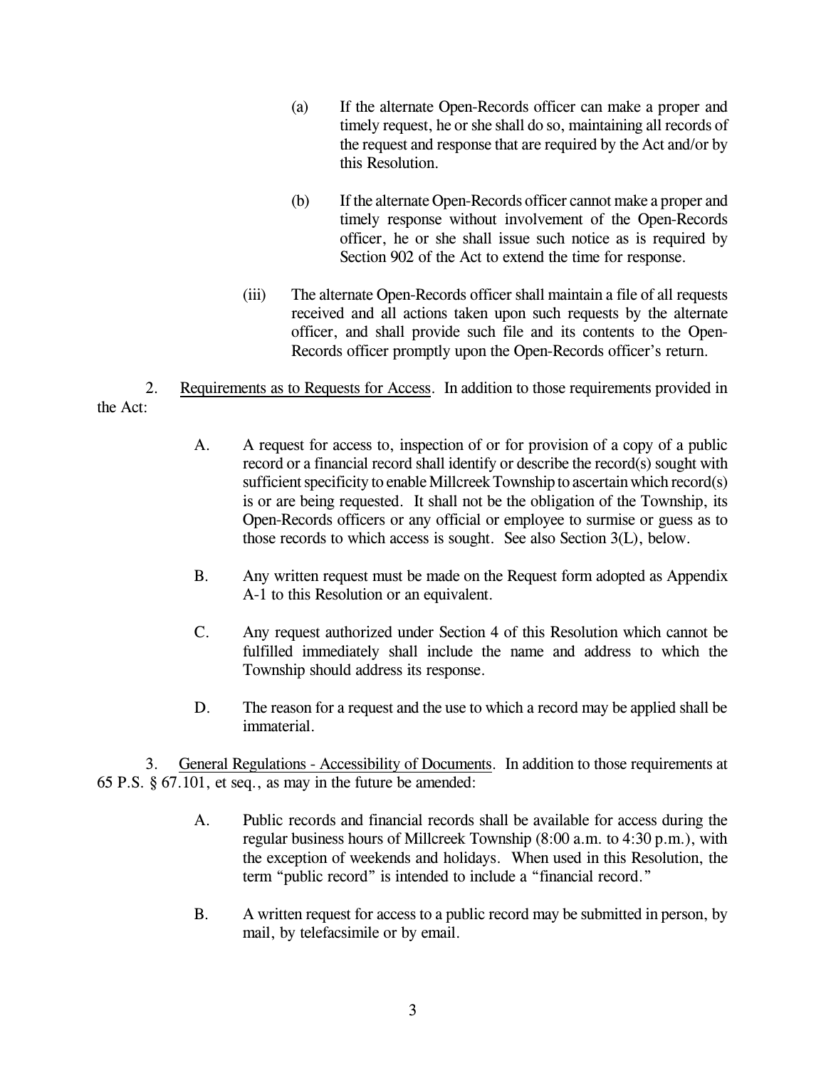(a) If the alternate Open-Records officer can make a proper and timely request, he or she shall do so, maintaining all records of the request and response that are required by the Act and/or by this Resolution.

(b) If the alternate Open-Records officer cannot make a proper and timely response without involvement of the Open-Records officer, he or she shall issue such notice as is required by Section 902 of the Act to extend the time for response.

(iii) The alternate Open-Records officer shall maintain a file of all requests received and all actions taken upon such requests by the alternate officer, and shall provide such file and its contents to the Open-Records officer promptly upon the Open-Records officer's return.

2. Requirements as to Requests for Access. In addition to those requirements provided in the Act:

A. A request for access to, inspection of or for provision of a copy of a public record or a financial record shall identify or describe the record(s) sought with sufficient specificity to enable Millcreek Township to ascertain which record(s) is or are being requested. It shall not be the obligation of the Township, its Open-Records officers or any official or employee to surmise or guess as to those records to which access is sought. See also Section 3(L), below.

B. Any written request must be made on the Request form adopted as Appendix A-1 to this Resolution or an equivalent.

C. Any request authorized under Section 4 of this Resolution which cannot be fulfilled immediately shall include the name and address to which the Township should address its response.

D. The reason for a request and the use to which a record may be applied shall be immaterial.

3. General Regulations - Accessibility of Documents. In addition to those requirements at 65 P.S. § 67.101, et seq., as may in the future be amended:

A. Public records and financial records shall be available for access during the regular business hours of Millcreek Township (8:00 a.m. to 4:30 p.m.), with the exception of weekends and holidays. When used in this Resolution, the term "public record" is intended to include a "financial record."

B. A written request for access to a public record may be submitted in person, by mail, by telefacsimile or by email.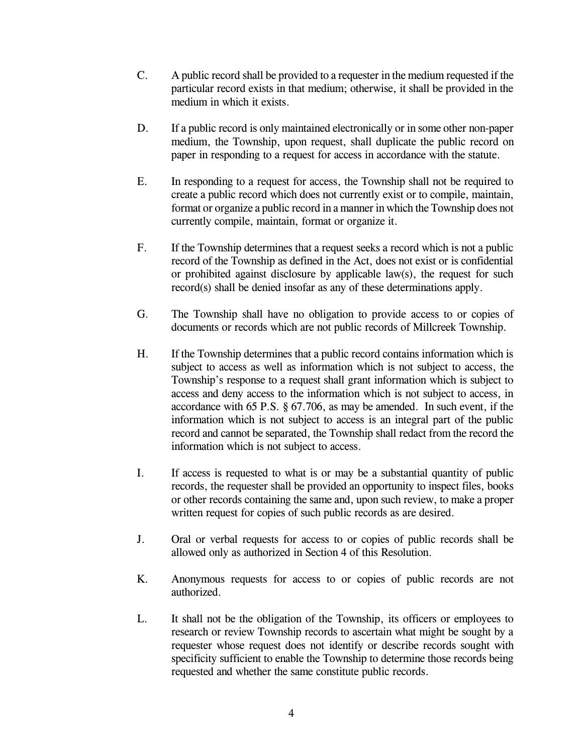C. A public record shall be provided to a requester in the medium requested if the particular record exists in that medium; otherwise, it shall be provided in the medium in which it exists.

D. If a public record is only maintained electronically or in some other non-paper medium, the Township, upon request, shall duplicate the public record on paper in responding to a request for access in accordance with the statute.

E. In responding to a request for access, the Township shall not be required to create a public record which does not currently exist or to compile, maintain, format or organize a public record in a manner in which the Township does not currently compile, maintain, format or organize it.

F. If the Township determines that a request seeks a record which is not a public record of the Township as defined in the Act, does not exist or is confidential or prohibited against disclosure by applicable law(s), the request for such record(s) shall be denied insofar as any of these determinations apply.

G. The Township shall have no obligation to provide access to or copies of documents or records which are not public records of Millcreek Township.

H. If the Township determines that a public record contains information which is subject to access as well as information which is not subject to access, the Township's response to a request shall grant information which is subject to access and deny access to the information which is not subject to access, in accordance with 65 P.S. § 67.706, as may be amended. In such event, if the information which is not subject to access is an integral part of the public record and cannot be separated, the Township shall redact from the record the information which is not subject to access.

I. If access is requested to what is or may be a substantial quantity of public records, the requester shall be provided an opportunity to inspect files, books or other records containing the same and, upon such review, to make a proper written request for copies of such public records as are desired.

J. Oral or verbal requests for access to or copies of public records shall be allowed only as authorized in Section 4 of this Resolution.

K. Anonymous requests for access to or copies of public records are not authorized.

L. It shall not be the obligation of the Township, its officers or employees to research or review Township records to ascertain what might be sought by a requester whose request does not identify or describe records sought with specificity sufficient to enable the Township to determine those records being requested and whether the same constitute public records.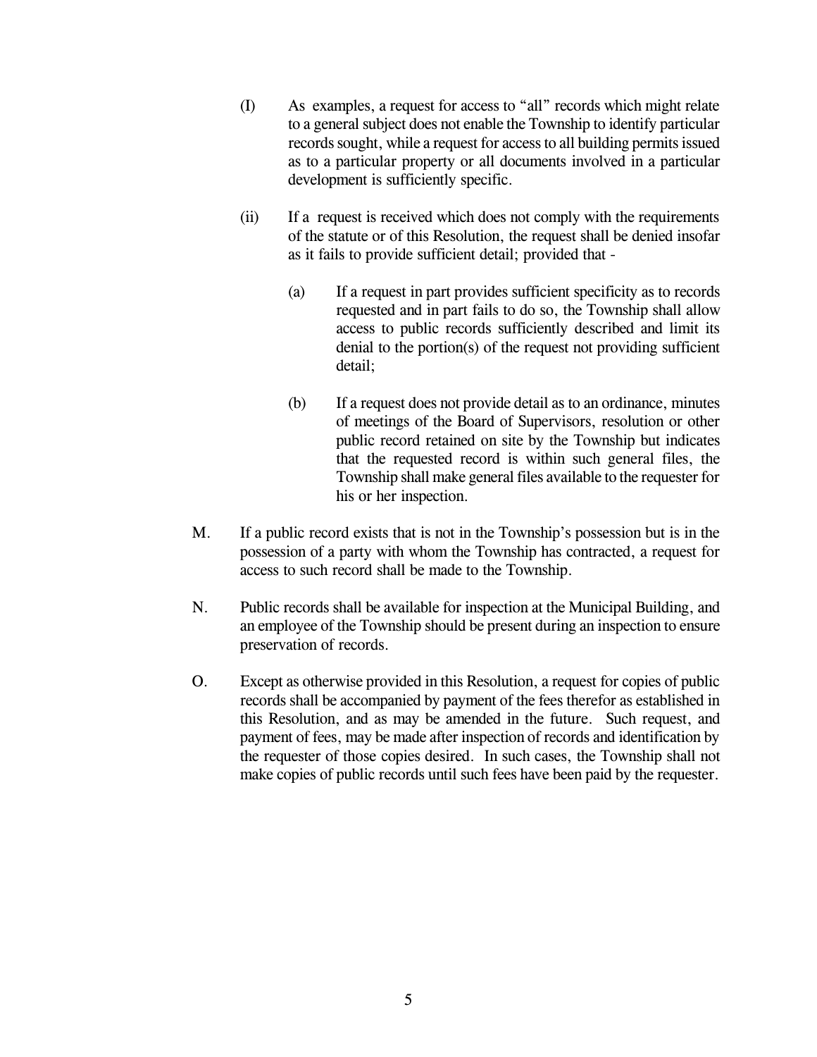(I) As examples, a request for access to "all" records which might relate to a general subject does not enable the Township to identify particular records sought, while a request for access to all building permits issued as to a particular property or all documents involved in a particular development is sufficiently specific.

(ii) If a request is received which does not comply with the requirements of the statute or of this Resolution, the request shall be denied insofar as it fails to provide sufficient detail; provided that -

(a) If a request in part provides sufficient specificity as to records requested and in part fails to do so, the Township shall allow access to public records sufficiently described and limit its denial to the portion(s) of the request not providing sufficient detail;

(b) If a request does not provide detail as to an ordinance, minutes of meetings of the Board of Supervisors, resolution or other public record retained on site by the Township but indicates that the requested record is within such general files, the Township shall make general files available to the requester for his or her inspection.

M. If a public record exists that is not in the Township's possession but is in the possession of a party with whom the Township has contracted, a request for access to such record shall be made to the Township.

N. Public records shall be available for inspection at the Municipal Building, and an employee of the Township should be present during an inspection to ensure preservation of records.

O. Except as otherwise provided in this Resolution, a request for copies of public records shall be accompanied by payment of the fees therefor as established in this Resolution, and as may be amended in the future. Such request, and payment of fees, may be made after inspection of records and identification by the requester of those copies desired. In such cases, the Township shall not make copies of public records until such fees have been paid by the requester.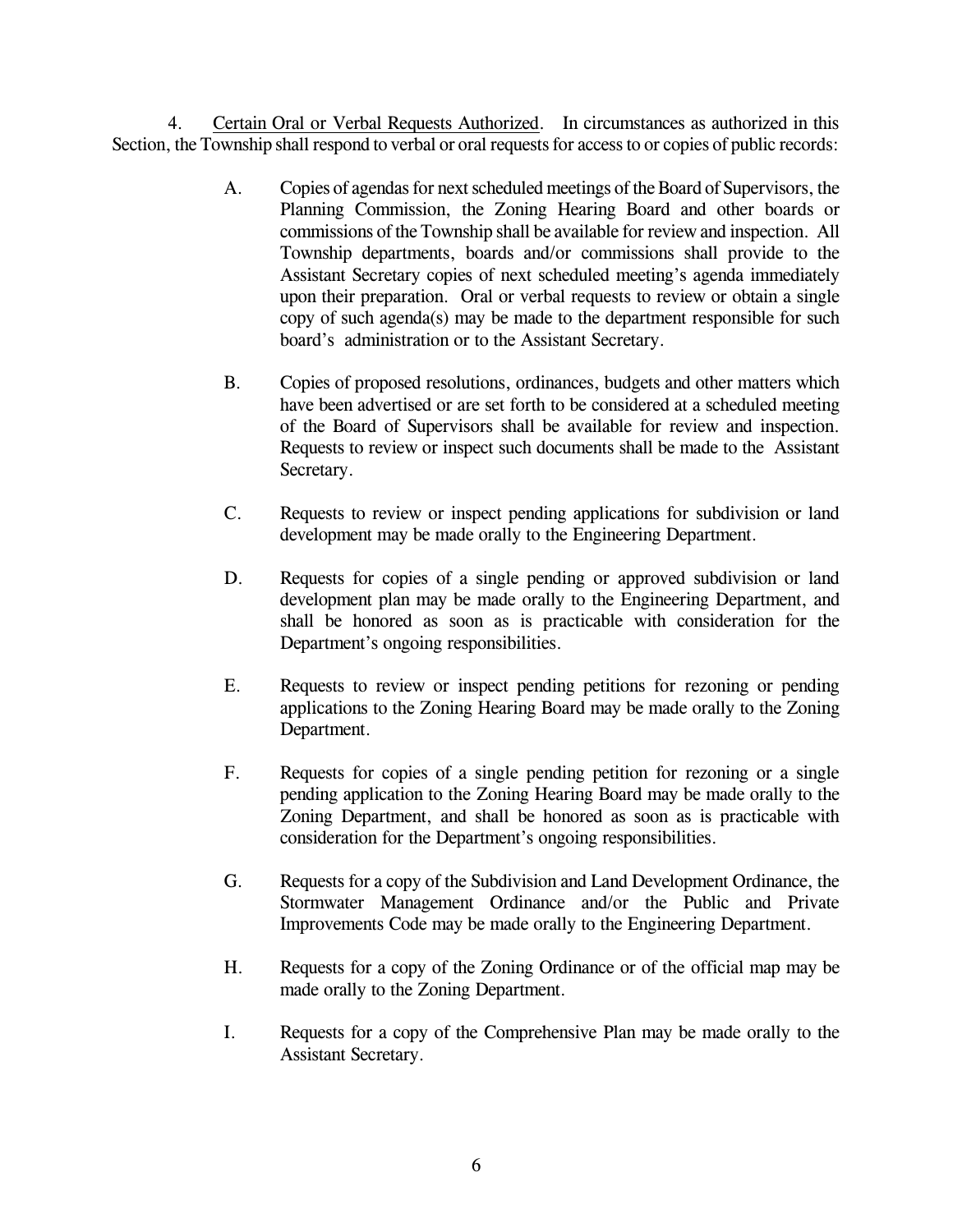4. <u>Certain Oral or Verbal Requests Authorized</u>. In circumstances as authorized in this Section, the Township shall respond to verbal or oral requests for access to or copies of public records:

A. Copies of agendas for next scheduled meetings of the Board of Supervisors, the Planning Commission, the Zoning Hearing Board and other boards or commissions of the Township shall be available for review and inspection. All Township departments, boards and/or commissions shall provide to the Assistant Secretary copies of next scheduled meeting's agenda immediately upon their preparation. Oral or verbal requests to review or obtain a single copy of such agenda(s) may be made to the department responsible for such board's administration or to the Assistant Secretary.

B. Copies of proposed resolutions, ordinances, budgets and other matters which have been advertised or are set forth to be considered at a scheduled meeting of the Board of Supervisors shall be available for review and inspection. Requests to review or inspect such documents shall be made to the Assistant Secretary.

C. Requests to review or inspect pending applications for subdivision or land development may be made orally to the Engineering Department.

D. Requests for copies of a single pending or approved subdivision or land development plan may be made orally to the Engineering Department, and shall be honored as soon as is practicable with consideration for the Department's ongoing responsibilities.

E. Requests to review or inspect pending petitions for rezoning or pending applications to the Zoning Hearing Board may be made orally to the Zoning Department.

F. Requests for copies of a single pending petition for rezoning or a single pending application to the Zoning Hearing Board may be made orally to the Zoning Department, and shall be honored as soon as is practicable with consideration for the Department's ongoing responsibilities.

G. Requests for a copy of the Subdivision and Land Development Ordinance, the Stormwater Management Ordinance and/or the Public and Private Improvements Code may be made orally to the Engineering Department.

H. Requests for a copy of the Zoning Ordinance or of the official map may be made orally to the Zoning Department.

I. Requests for a copy of the Comprehensive Plan may be made orally to the Assistant Secretary.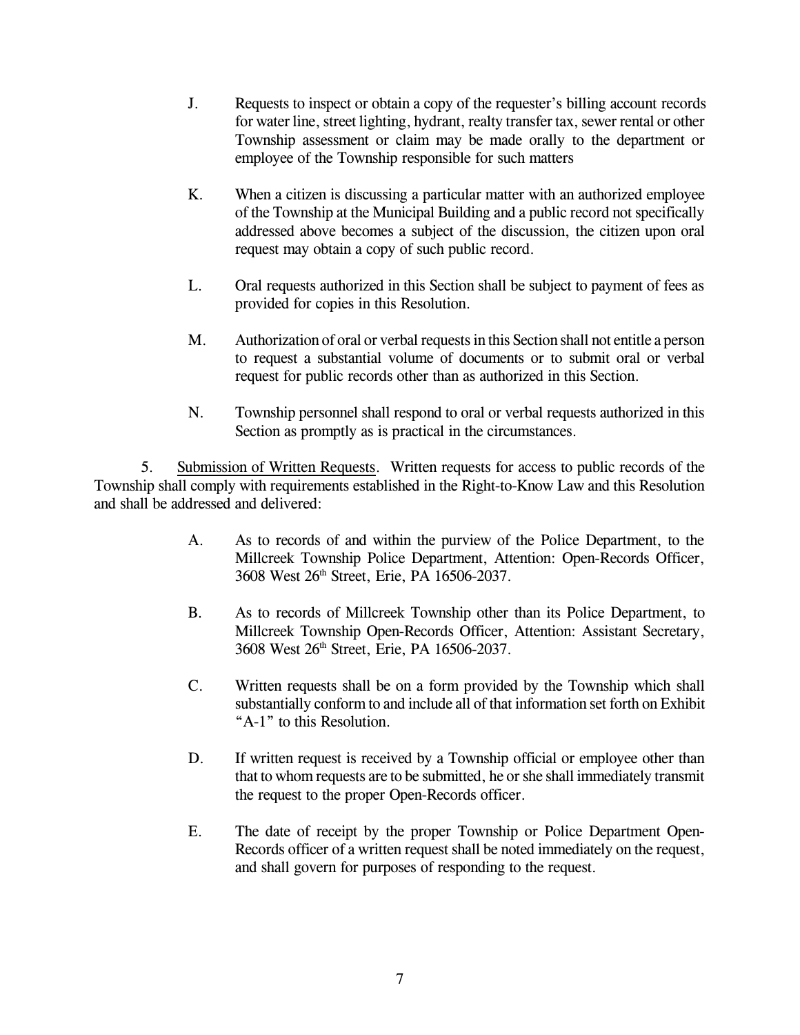J. Requests to inspect or obtain a copy of the requester's billing account records for water line, street lighting, hydrant, realty transfer tax, sewer rental or other Township assessment or claim may be made orally to the department or employee of the Township responsible for such matters

K. When a citizen is discussing a particular matter with an authorized employee of the Township at the Municipal Building and a public record not specifically addressed above becomes a subject of the discussion, the citizen upon oral request may obtain a copy of such public record.

L. Oral requests authorized in this Section shall be subject to payment of fees as provided for copies in this Resolution.

M. Authorization of oral or verbal requests in this Section shall not entitle a person to request a substantial volume of documents or to submit oral or verbal request for public records other than as authorized in this Section.

N. Township personnel shall respond to oral or verbal requests authorized in this Section as promptly as is practical in the circumstances.

5. Submission of Written Requests. Written requests for access to public records of the Township shall comply with requirements established in the Right-to-Know Law and this Resolution and shall be addressed and delivered:

A. As to records of and within the purview of the Police Department, to the Millcreek Township Police Department, Attention: Open-Records Officer, 3608 West 26th Street, Erie, PA 16506-2037.

B. As to records of Millcreek Township other than its Police Department, to Millcreek Township Open-Records Officer, Attention: Assistant Secretary, 3608 West 26th Street, Erie, PA 16506-2037.

C. Written requests shall be on a form provided by the Township which shall substantially conform to and include all of that information set forth on Exhibit "A-1" to this Resolution.

D. If written request is received by a Township official or employee other than that to whom requests are to be submitted, he or she shall immediately transmit the request to the proper Open-Records officer.

E. The date of receipt by the proper Township or Police Department Open-Records officer of a written request shall be noted immediately on the request, and shall govern for purposes of responding to the request.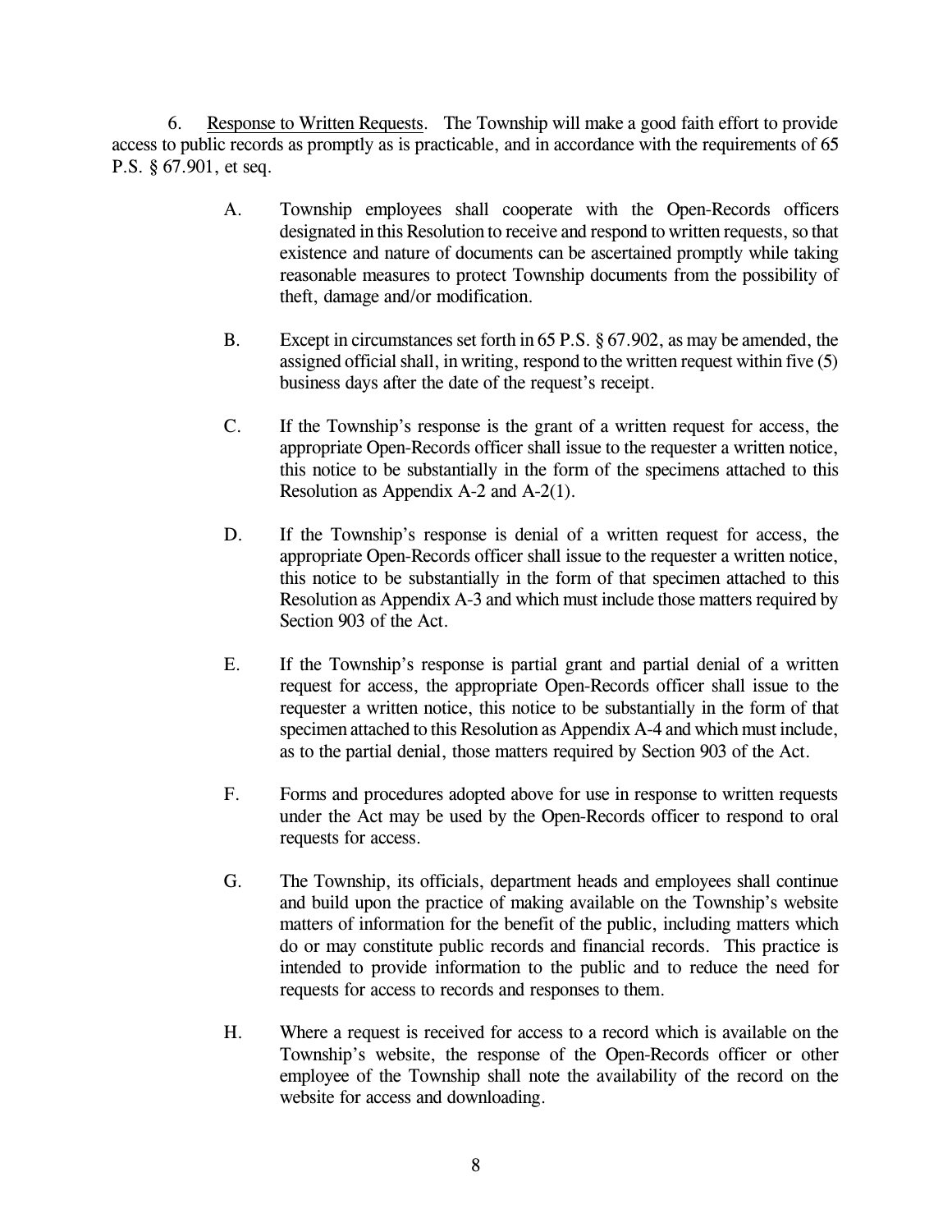6. Response to Written Requests. The Township will make a good faith effort to provide access to public records as promptly as is practicable, and in accordance with the requirements of 65 P.S. § 67.901, et seq.

A. Township employees shall cooperate with the Open-Records officers designated in this Resolution to receive and respond to written requests, so that existence and nature of documents can be ascertained promptly while taking reasonable measures to protect Township documents from the possibility of theft, damage and/or modification.

B. Except in circumstances set forth in 65 P.S. § 67.902, as may be amended, the assigned official shall, in writing, respond to the written request within five (5) business days after the date of the request's receipt.

C. If the Township's response is the grant of a written request for access, the appropriate Open-Records officer shall issue to the requester a written notice, this notice to be substantially in the form of the specimens attached to this Resolution as Appendix A-2 and A-2(1).

D. If the Township's response is denial of a written request for access, the appropriate Open-Records officer shall issue to the requester a written notice, this notice to be substantially in the form of that specimen attached to this Resolution as Appendix A-3 and which must include those matters required by Section 903 of the Act.

E. If the Township's response is partial grant and partial denial of a written request for access, the appropriate Open-Records officer shall issue to the requester a written notice, this notice to be substantially in the form of that specimen attached to this Resolution as Appendix A-4 and which must include, as to the partial denial, those matters required by Section 903 of the Act.

F. Forms and procedures adopted above for use in response to written requests under the Act may be used by the Open-Records officer to respond to oral requests for access.

G. The Township, its officials, department heads and employees shall continue and build upon the practice of making available on the Township's website matters of information for the benefit of the public, including matters which do or may constitute public records and financial records. This practice is intended to provide information to the public and to reduce the need for requests for access to records and responses to them.

H. Where a request is received for access to a record which is available on the Township's website, the response of the Open-Records officer or other employee of the Township shall note the availability of the record on the website for access and downloading.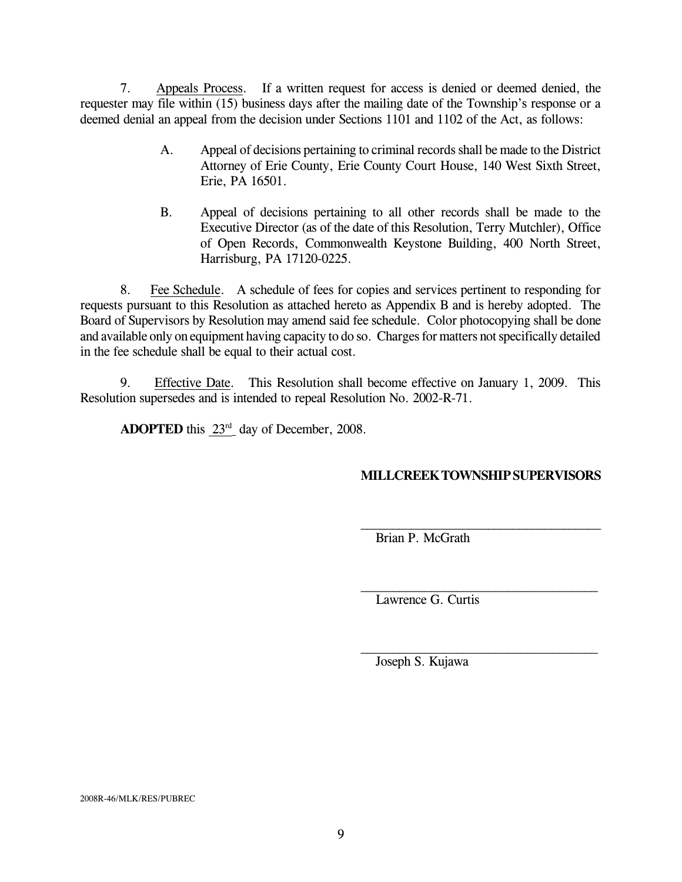7. Appeals Process. If a written request for access is denied or deemed denied, the requester may file within (15) business days after the mailing date of the Township's response or a deemed denial an appeal from the decision under Sections 1101 and 1102 of the Act, as follows:

A. Appeal of decisions pertaining to criminal records shall be made to the District Attorney of Erie County, Erie County Court House, 140 West Sixth Street, Erie, PA 16501.

B. Appeal of decisions pertaining to all other records shall be made to the Executive Director (as of the date of this Resolution, Terry Mutchler), Office of Open Records, Commonwealth Keystone Building, 400 North Street, Harrisburg, PA 17120-0225.

8. Fee Schedule. A schedule of fees for copies and services pertinent to responding for requests pursuant to this Resolution as attached hereto as Appendix B and is hereby adopted. The Board of Supervisors by Resolution may amend said fee schedule. Color photocopying shall be done and available only on equipment having capacity to do so. Charges for matters not specifically detailed in the fee schedule shall be equal to their actual cost.

9. Effective Date. This Resolution shall become effective on January 1, 2009. This Resolution supersedes and is intended to repeal Resolution No. 2002-R-71.

**ADOPTED** this 23rd day of December, 2008.

**MILLCREEK TOWNSHIP SUPERVISORS**

\_\_\_\_\_\_\_\_\_\_\_\_\_\_\_\_\_\_\_\_\_\_\_\_\_\_\_\_\_\_\_\_\_\_\_\_
Brian P. McGrath

\_\_\_\_\_\_\_\_\_\_\_\_\_\_\_\_\_\_\_\_\_\_\_\_\_\_\_\_\_\_\_\_\_\_\_\_
Lawrence G. Curtis

\_\_\_\_\_\_\_\_\_\_\_\_\_\_\_\_\_\_\_\_\_\_\_\_\_\_\_\_\_\_\_\_\_\_\_\_
Joseph S. Kujawa

2008R-46/MLK/RES/PUBREC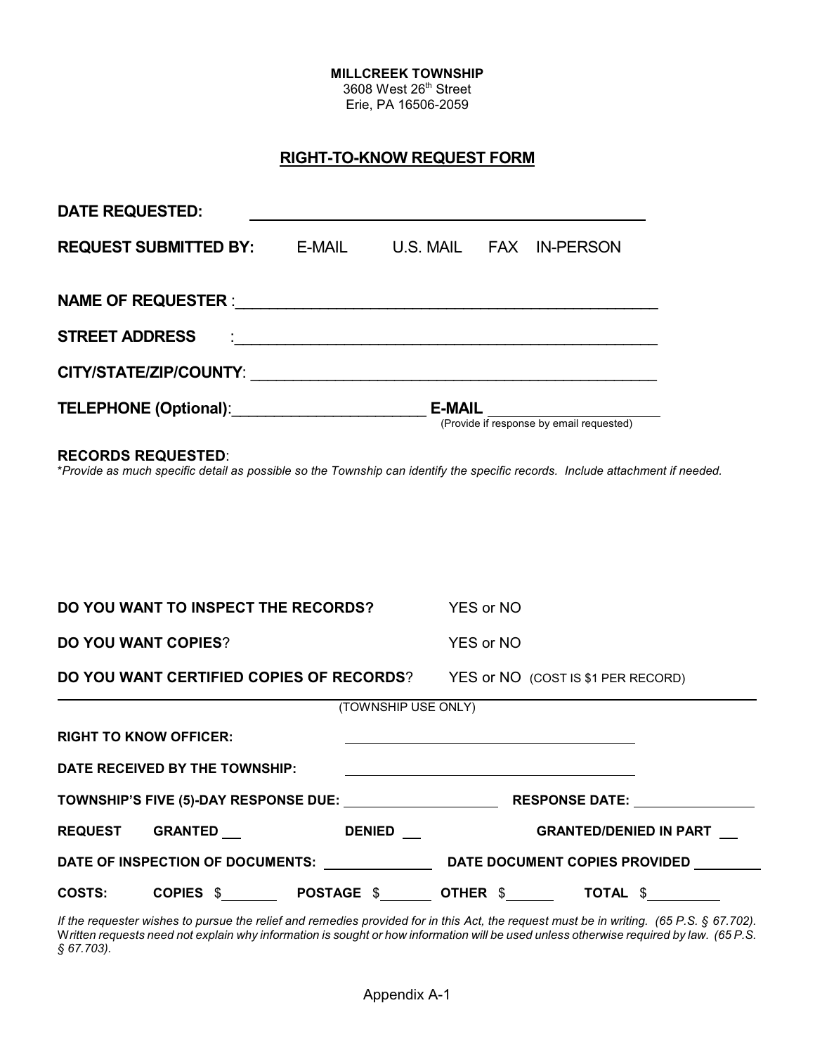**MILLCREEK TOWNSHIP**
3608 West 26th Street
Erie, PA 16506-2059

## RIGHT-TO-KNOW REQUEST FORM

**DATE REQUESTED:** ______________________________________________

**REQUEST SUBMITTED BY:** E-MAIL U.S. MAIL FAX IN-PERSON

**NAME OF REQUESTER** :______________________________________________

**STREET ADDRESS** :______________________________________________

**CITY/STATE/ZIP/COUNTY**: ______________________________________________

**TELEPHONE (Optional)**:______________________ **E-MAIL** ____________________
(Provide if response by email requested)

**RECORDS REQUESTED**:
**Provide as much specific detail as possible so the Township can identify the specific records. Include attachment if needed.*

**DO YOU WANT TO INSPECT THE RECORDS?** YES or NO

**DO YOU WANT COPIES**? YES or NO

**DO YOU WANT CERTIFIED COPIES OF RECORDS**? YES or NO (COST IS $1 PER RECORD)

---

(TOWNSHIP USE ONLY)

**RIGHT TO KNOW OFFICER:** ______________________________

**DATE RECEIVED BY THE TOWNSHIP:** ______________________________

**TOWNSHIP'S FIVE (5)-DAY RESPONSE DUE:** ____________________ **RESPONSE DATE:** ______________

**REQUEST GRANTED** ___ **DENIED** ___ **GRANTED/DENIED IN PART** ___

**DATE OF INSPECTION OF DOCUMENTS:** ______________ **DATE DOCUMENT COPIES PROVIDED** ________

**COSTS: COPIES** $_______ **POSTAGE** $_______ **OTHER** $______ **TOTAL** $_________

*If the requester wishes to pursue the relief and remedies provided for in this Act, the request must be in writing. (65 P.S. § 67.702). Written requests need not explain why information is sought or how information will be used unless otherwise required by law. (65 P.S. § 67.703).*

Appendix A-1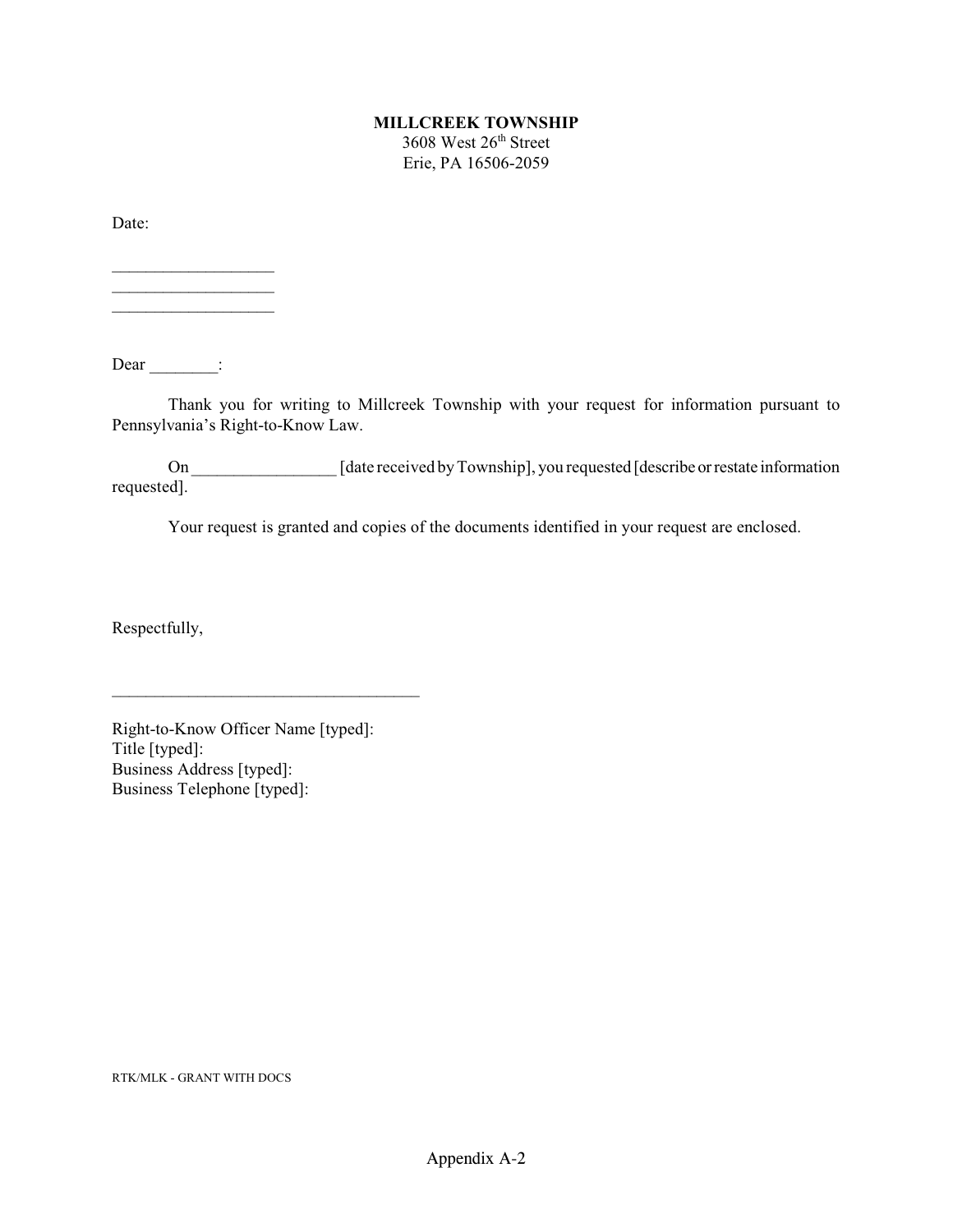**MILLCREEK TOWNSHIP**
3608 West 26th Street
Erie, PA 16506-2059

Date:

\_\_\_\_\_\_\_\_\_\_\_\_\_\_\_\_\_\_\_
\_\_\_\_\_\_\_\_\_\_\_\_\_\_\_\_\_\_\_
\_\_\_\_\_\_\_\_\_\_\_\_\_\_\_\_\_\_\_

Dear \_\_\_\_\_\_\_\_:

Thank you for writing to Millcreek Township with your request for information pursuant to Pennsylvania's Right-to-Know Law.

On \_\_\_\_\_\_\_\_\_\_\_\_\_\_\_\_\_ [date received by Township], you requested [describe or restate information requested].

Your request is granted and copies of the documents identified in your request are enclosed.

Respectfully,

\_\_\_\_\_\_\_\_\_\_\_\_\_\_\_\_\_\_\_\_\_\_\_\_\_\_\_\_\_\_\_\_\_\_\_\_

Right-to-Know Officer Name [typed]:
Title [typed]:
Business Address [typed]:
Business Telephone [typed]:

RTK/MLK - GRANT WITH DOCS

Appendix A-2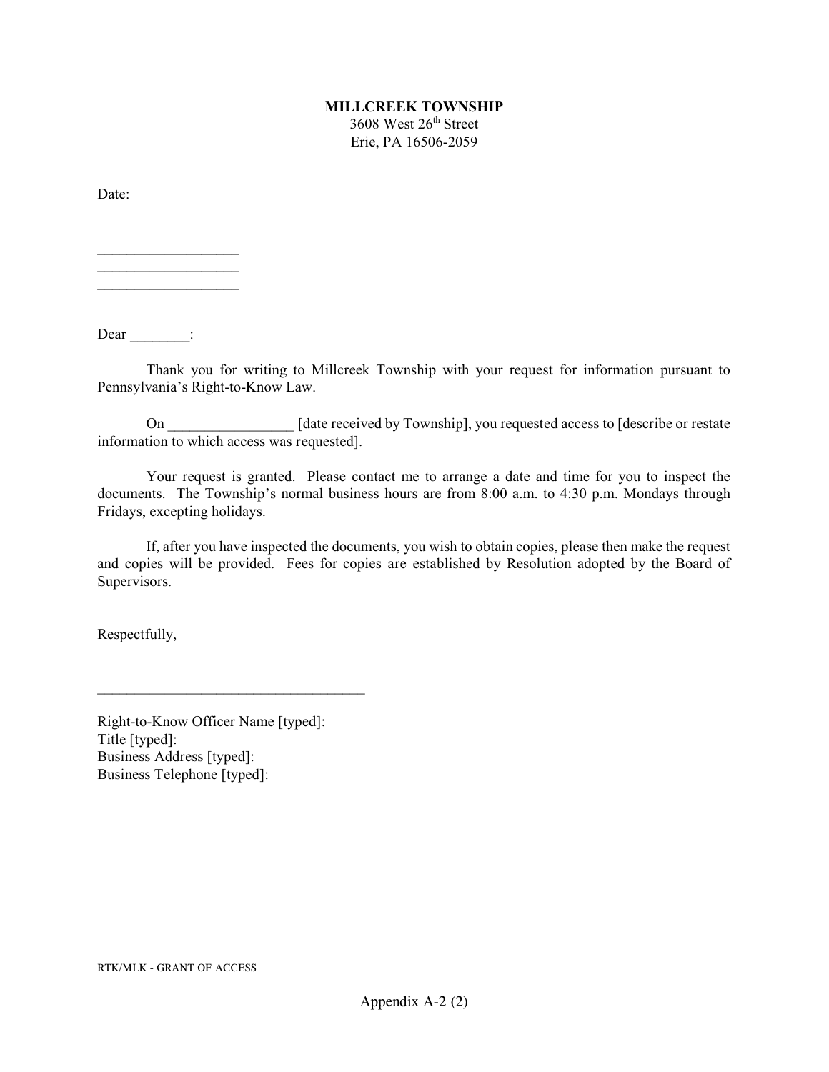**MILLCREEK TOWNSHIP**
3608 West 26th Street
Erie, PA 16506-2059

Date:

___________________
___________________
___________________

Dear ________:

Thank you for writing to Millcreek Township with your request for information pursuant to Pennsylvania's Right-to-Know Law.

On ________________ [date received by Township], you requested access to [describe or restate information to which access was requested].

Your request is granted. Please contact me to arrange a date and time for you to inspect the documents. The Township's normal business hours are from 8:00 a.m. to 4:30 p.m. Mondays through Fridays, excepting holidays.

If, after you have inspected the documents, you wish to obtain copies, please then make the request and copies will be provided. Fees for copies are established by Resolution adopted by the Board of Supervisors.

Respectfully,

____________________________________

Right-to-Know Officer Name [typed]:
Title [typed]:
Business Address [typed]:
Business Telephone [typed]:

RTK/MLK - GRANT OF ACCESS

Appendix A-2 (2)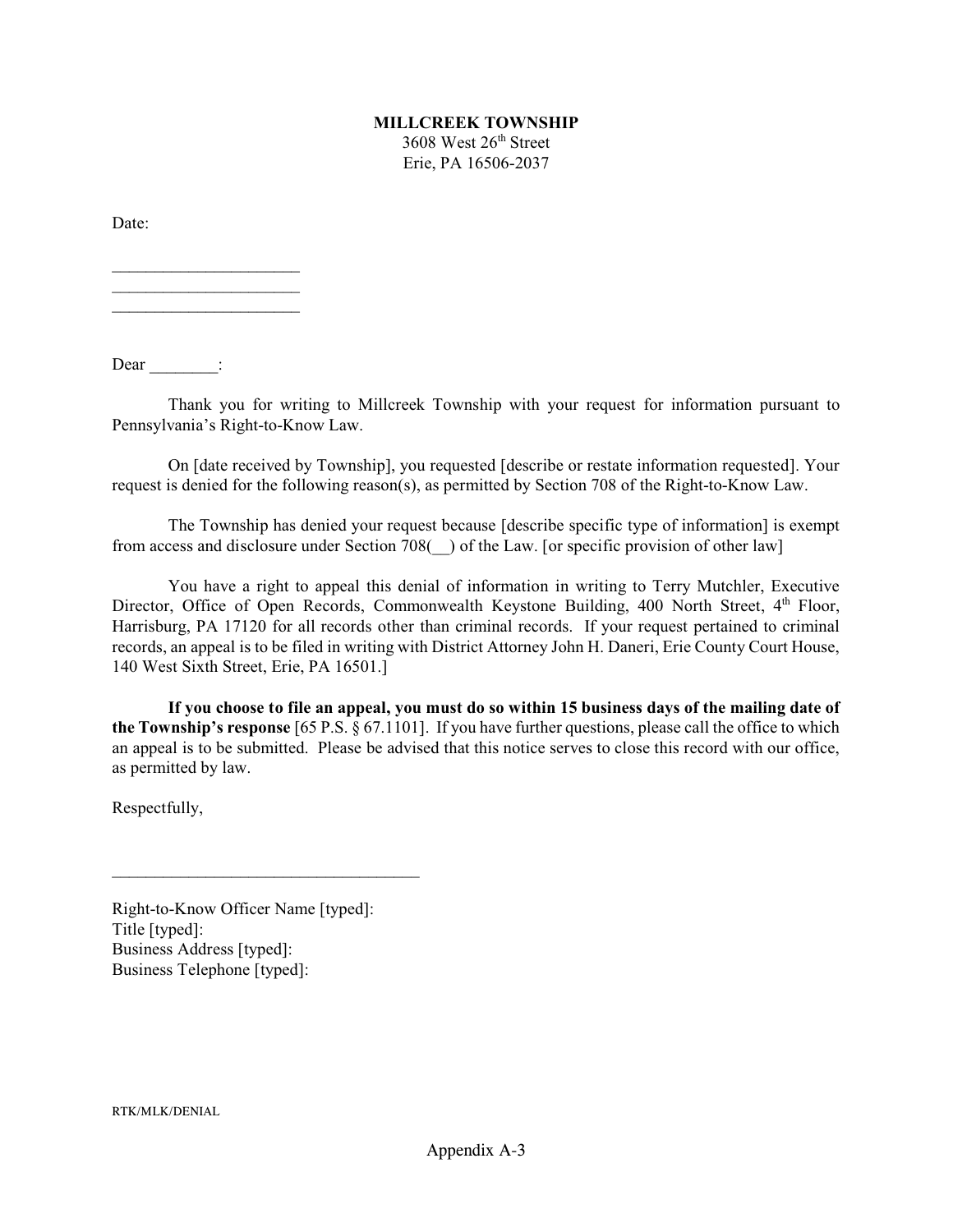**MILLCREEK TOWNSHIP**
3608 West 26th Street
Erie, PA 16506-2037

Date:

______________________
______________________
______________________

Dear ________:

Thank you for writing to Millcreek Township with your request for information pursuant to Pennsylvania's Right-to-Know Law.

On [date received by Township], you requested [describe or restate information requested]. Your request is denied for the following reason(s), as permitted by Section 708 of the Right-to-Know Law.

The Township has denied your request because [describe specific type of information] is exempt from access and disclosure under Section 708(__) of the Law. [or specific provision of other law]

You have a right to appeal this denial of information in writing to Terry Mutchler, Executive Director, Office of Open Records, Commonwealth Keystone Building, 400 North Street, 4th Floor, Harrisburg, PA 17120 for all records other than criminal records. If your request pertained to criminal records, an appeal is to be filed in writing with District Attorney John H. Daneri, Erie County Court House, 140 West Sixth Street, Erie, PA 16501.]

**If you choose to file an appeal, you must do so within 15 business days of the mailing date of the Township's response** [65 P.S. § 67.1101]. If you have further questions, please call the office to which an appeal is to be submitted. Please be advised that this notice serves to close this record with our office, as permitted by law.

Respectfully,

____________________________________

Right-to-Know Officer Name [typed]:
Title [typed]:
Business Address [typed]:
Business Telephone [typed]:

RTK/MLK/DENIAL

Appendix A-3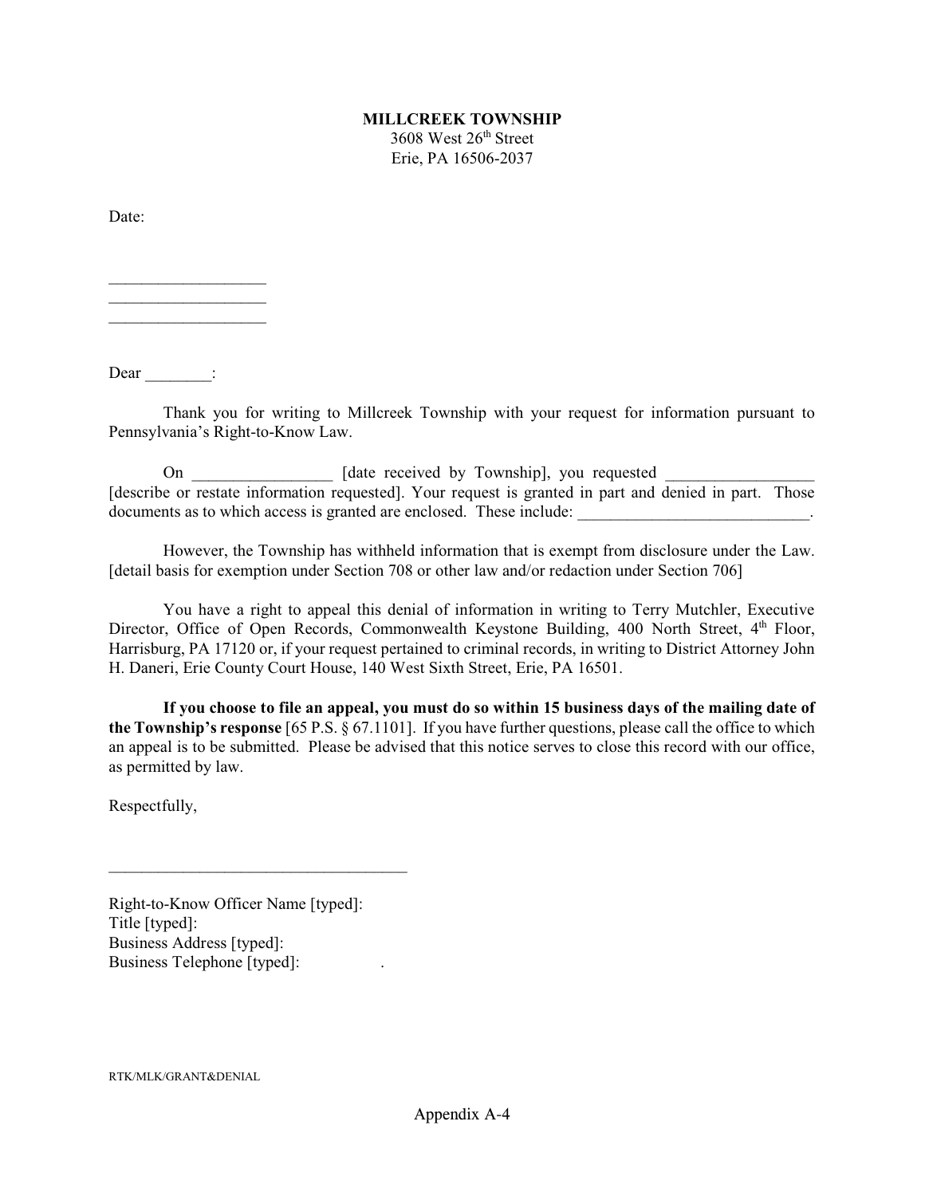**MILLCREEK TOWNSHIP**
3608 West 26th Street
Erie, PA 16506-2037

Date:

\_\_\_\_\_\_\_\_\_\_\_\_\_\_\_\_\_\_\_
\_\_\_\_\_\_\_\_\_\_\_\_\_\_\_\_\_\_\_
\_\_\_\_\_\_\_\_\_\_\_\_\_\_\_\_\_\_\_

Dear \_\_\_\_\_\_\_\_:

Thank you for writing to Millcreek Township with your request for information pursuant to Pennsylvania's Right-to-Know Law.

On \_\_\_\_\_\_\_\_\_\_\_\_\_\_\_\_\_ [date received by Township], you requested \_\_\_\_\_\_\_\_\_\_\_\_\_\_\_\_\_\_ [describe or restate information requested]. Your request is granted in part and denied in part. Those documents as to which access is granted are enclosed. These include: \_\_\_\_\_\_\_\_\_\_\_\_\_\_\_\_\_\_\_\_\_\_\_\_\_\_\_\_.

However, the Township has withheld information that is exempt from disclosure under the Law. [detail basis for exemption under Section 708 or other law and/or redaction under Section 706]

You have a right to appeal this denial of information in writing to Terry Mutchler, Executive Director, Office of Open Records, Commonwealth Keystone Building, 400 North Street, 4th Floor, Harrisburg, PA 17120 or, if your request pertained to criminal records, in writing to District Attorney John H. Daneri, Erie County Court House, 140 West Sixth Street, Erie, PA 16501.

**If you choose to file an appeal, you must do so within 15 business days of the mailing date of the Township's response** [65 P.S. § 67.1101]. If you have further questions, please call the office to which an appeal is to be submitted. Please be advised that this notice serves to close this record with our office, as permitted by law.

Respectfully,

\_\_\_\_\_\_\_\_\_\_\_\_\_\_\_\_\_\_\_\_\_\_\_\_\_\_\_\_\_\_\_\_\_\_\_\_\_

Right-to-Know Officer Name [typed]:
Title [typed]:
Business Address [typed]:
Business Telephone [typed]: .

RTK/MLK/GRANT&DENIAL

Appendix A-4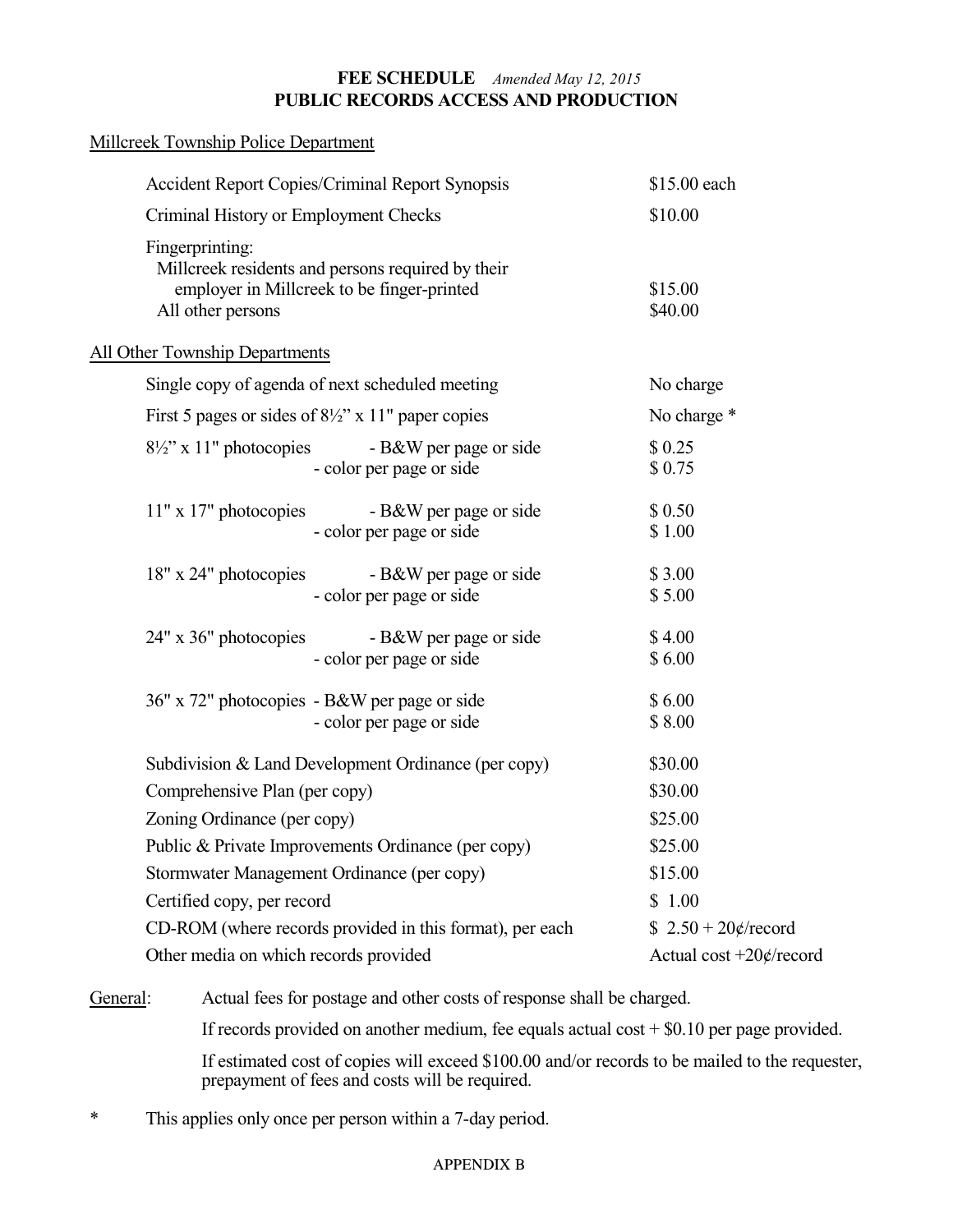# FEE SCHEDULE *Amended May 12, 2015*
# PUBLIC RECORDS ACCESS AND PRODUCTION

<u>Millcreek Township Police Department</u>

| | |
|---|---|
| Accident Report Copies/Criminal Report Synopsis | $15.00 each |
| Criminal History or Employment Checks | $10.00 |
| Fingerprinting: | |
| Millcreek residents and persons required by their employer in Millcreek to be finger-printed | $15.00 |
| All other persons | $40.00 |

<u>All Other Township Departments</u>

| | | |
|---|---|---|
| Single copy of agenda of next scheduled meeting | | No charge |
| First 5 pages or sides of 8½" x 11" paper copies | | No charge * |
| 8½" x 11" photocopies | - B&W per page or side | $ 0.25 |
| | - color per page or side | $ 0.75 |
| 11" x 17" photocopies | - B&W per page or side | $ 0.50 |
| | - color per page or side | $ 1.00 |
| 18" x 24" photocopies | - B&W per page or side | $ 3.00 |
| | - color per page or side | $ 5.00 |
| 24" x 36" photocopies | - B&W per page or side | $ 4.00 |
| | - color per page or side | $ 6.00 |
| 36" x 72" photocopies | - B&W per page or side | $ 6.00 |
| | - color per page or side | $ 8.00 |
| Subdivision & Land Development Ordinance (per copy) | | $30.00 |
| Comprehensive Plan (per copy) | | $30.00 |
| Zoning Ordinance (per copy) | | $25.00 |
| Public & Private Improvements Ordinance (per copy) | | $25.00 |
| Stormwater Management Ordinance (per copy) | | $15.00 |
| Certified copy, per record | | $ 1.00 |
| CD-ROM (where records provided in this format), per each | | $ 2.50 + 20¢/record |
| Other media on which records provided | | Actual cost +20¢/record |

<u>General</u>: Actual fees for postage and other costs of response shall be charged.

If records provided on another medium, fee equals actual cost + $0.10 per page provided.

If estimated cost of copies will exceed $100.00 and/or records to be mailed to the requester, prepayment of fees and costs will be required.

\* This applies only once per person within a 7-day period.

APPENDIX B